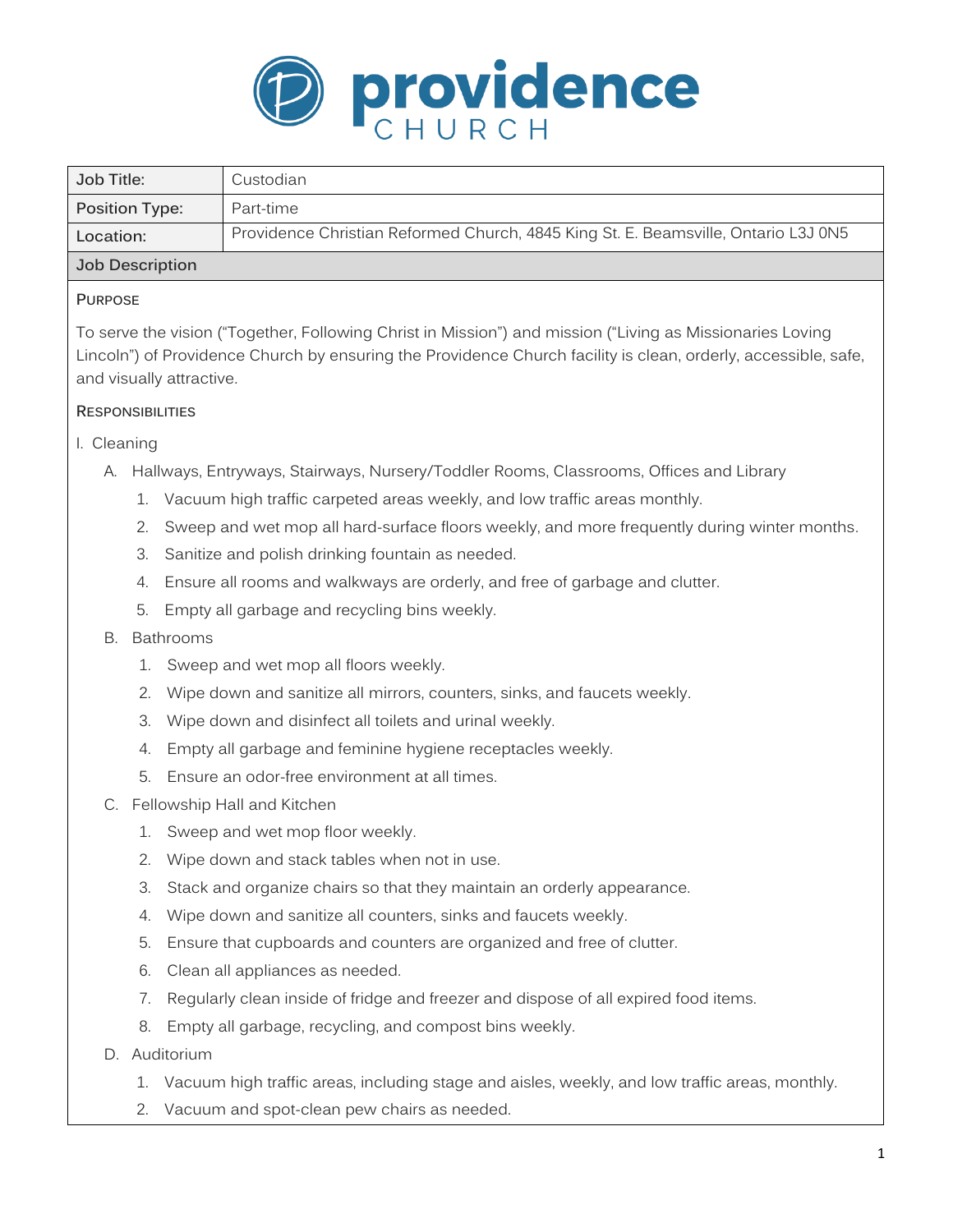# providence CHURCH

| Job Title: | Custodian |
| --- | --- |
| Position Type: | Part-time |
| Location: | Providence Christian Reformed Church, 4845 King St. E. Beamsville, Ontario L3J 0N5 |

## Job Description

### Purpose

To serve the vision ("Together, Following Christ in Mission") and mission ("Living as Missionaries Loving Lincoln") of Providence Church by ensuring the Providence Church facility is clean, orderly, accessible, safe, and visually attractive.

### Responsibilities

I. Cleaning

A. Hallways, Entryways, Stairways, Nursery/Toddler Rooms, Classrooms, Offices and Library

1. Vacuum high traffic carpeted areas weekly, and low traffic areas monthly.
2. Sweep and wet mop all hard-surface floors weekly, and more frequently during winter months.
3. Sanitize and polish drinking fountain as needed.
4. Ensure all rooms and walkways are orderly, and free of garbage and clutter.
5. Empty all garbage and recycling bins weekly.

B. Bathrooms

1. Sweep and wet mop all floors weekly.
2. Wipe down and sanitize all mirrors, counters, sinks, and faucets weekly.
3. Wipe down and disinfect all toilets and urinal weekly.
4. Empty all garbage and feminine hygiene receptacles weekly.
5. Ensure an odor-free environment at all times.

C. Fellowship Hall and Kitchen

1. Sweep and wet mop floor weekly.
2. Wipe down and stack tables when not in use.
3. Stack and organize chairs so that they maintain an orderly appearance.
4. Wipe down and sanitize all counters, sinks and faucets weekly.
5. Ensure that cupboards and counters are organized and free of clutter.
6. Clean all appliances as needed.
7. Regularly clean inside of fridge and freezer and dispose of all expired food items.
8. Empty all garbage, recycling, and compost bins weekly.

D. Auditorium

1. Vacuum high traffic areas, including stage and aisles, weekly, and low traffic areas, monthly.
2. Vacuum and spot-clean pew chairs as needed.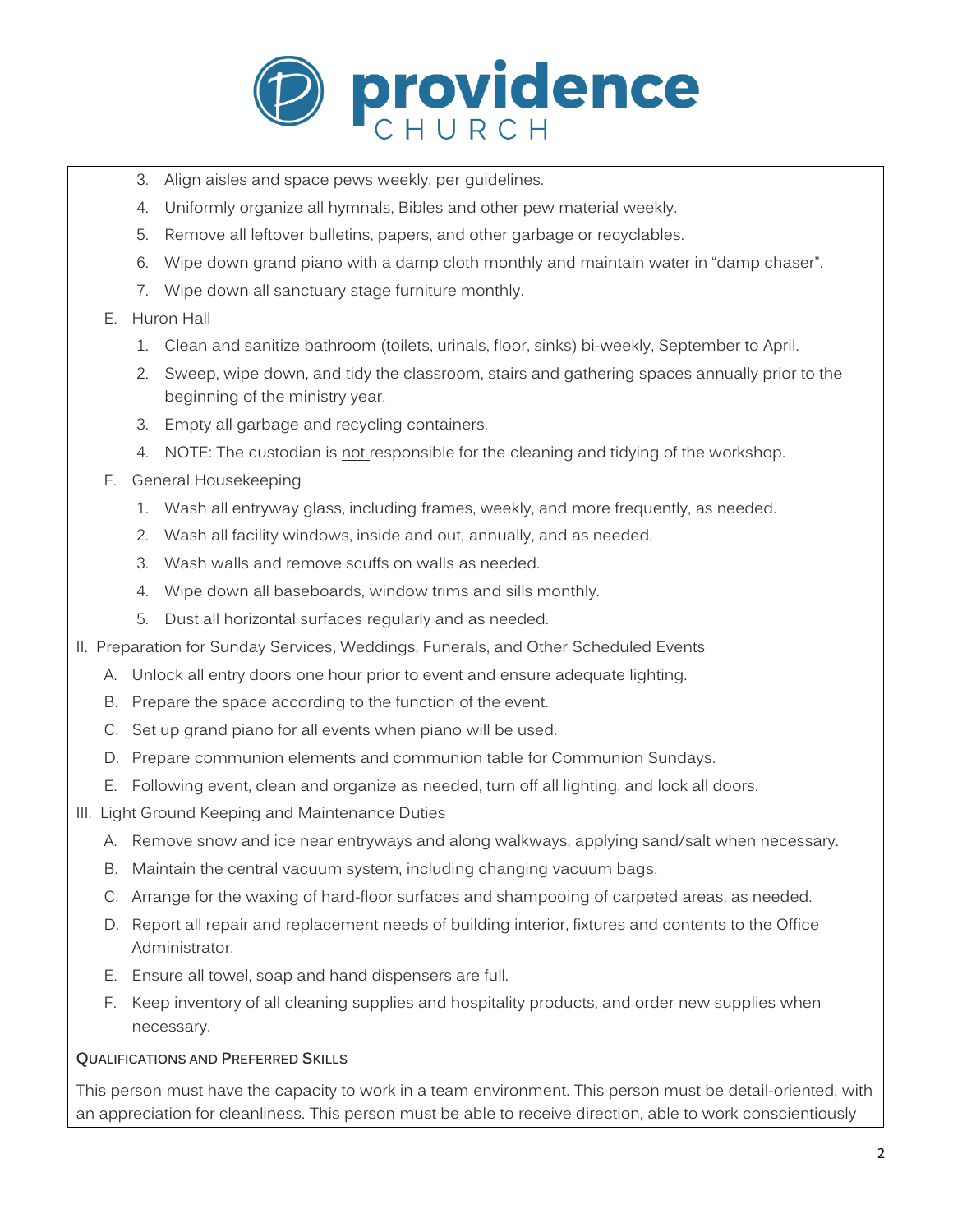3. Align aisles and space pews weekly, per guidelines.
4. Uniformly organize all hymnals, Bibles and other pew material weekly.
5. Remove all leftover bulletins, papers, and other garbage or recyclables.
6. Wipe down grand piano with a damp cloth monthly and maintain water in "damp chaser".
7. Wipe down all sanctuary stage furniture monthly.

E. Huron Hall

1. Clean and sanitize bathroom (toilets, urinals, floor, sinks) bi-weekly, September to April.
2. Sweep, wipe down, and tidy the classroom, stairs and gathering spaces annually prior to the beginning of the ministry year.
3. Empty all garbage and recycling containers.
4. NOTE: The custodian is <u>not</u> responsible for the cleaning and tidying of the workshop.

F. General Housekeeping

1. Wash all entryway glass, including frames, weekly, and more frequently, as needed.
2. Wash all facility windows, inside and out, annually, and as needed.
3. Wash walls and remove scuffs on walls as needed.
4. Wipe down all baseboards, window trims and sills monthly.
5. Dust all horizontal surfaces regularly and as needed.

II. Preparation for Sunday Services, Weddings, Funerals, and Other Scheduled Events

A. Unlock all entry doors one hour prior to event and ensure adequate lighting.
B. Prepare the space according to the function of the event.
C. Set up grand piano for all events when piano will be used.
D. Prepare communion elements and communion table for Communion Sundays.
E. Following event, clean and organize as needed, turn off all lighting, and lock all doors.

III. Light Ground Keeping and Maintenance Duties

A. Remove snow and ice near entryways and along walkways, applying sand/salt when necessary.
B. Maintain the central vacuum system, including changing vacuum bags.
C. Arrange for the waxing of hard-floor surfaces and shampooing of carpeted areas, as needed.
D. Report all repair and replacement needs of building interior, fixtures and contents to the Office Administrator.
E. Ensure all towel, soap and hand dispensers are full.
F. Keep inventory of all cleaning supplies and hospitality products, and order new supplies when necessary.

### Qualifications and Preferred Skills

This person must have the capacity to work in a team environment. This person must be detail-oriented, with an appreciation for cleanliness. This person must be able to receive direction, able to work conscientiously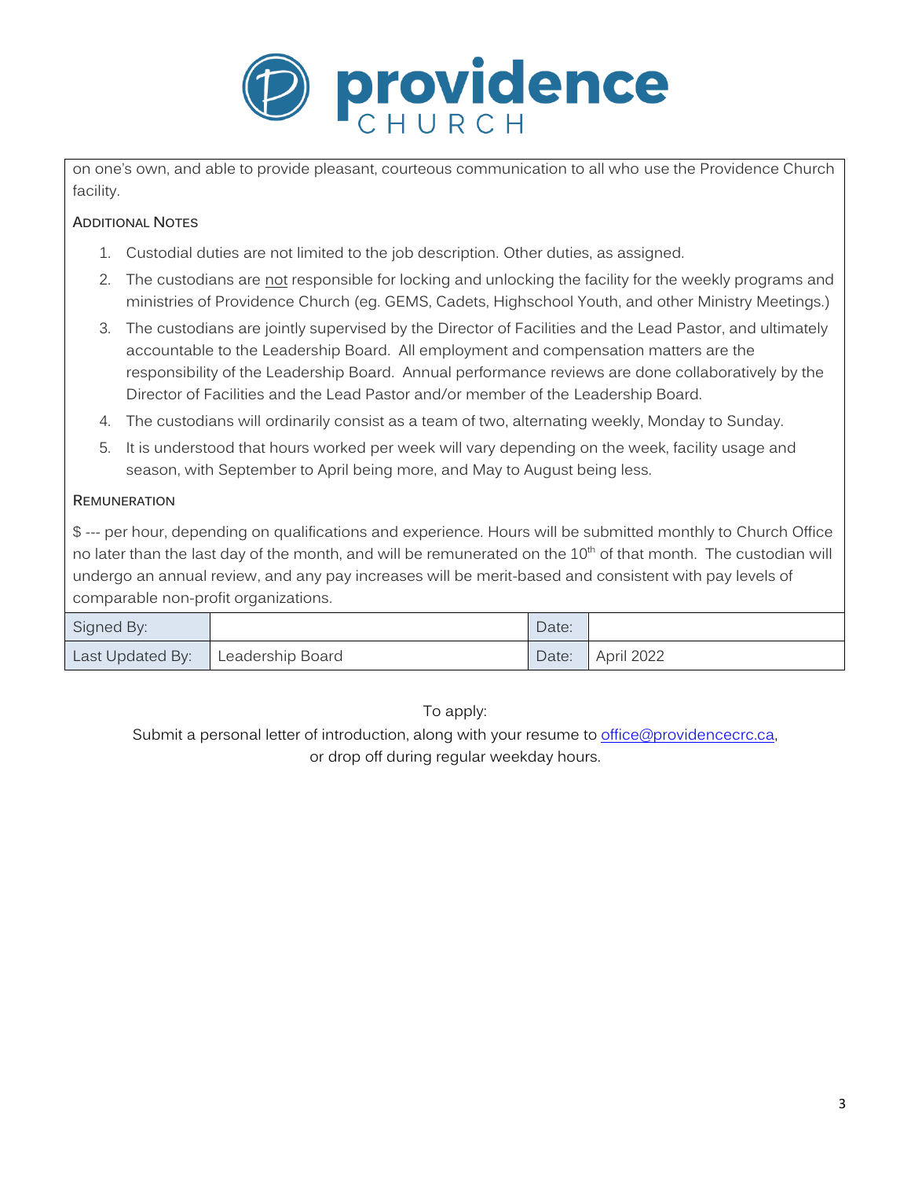on one's own, and able to provide pleasant, courteous communication to all who use the Providence Church facility.

### Additional Notes

1. Custodial duties are not limited to the job description. Other duties, as assigned.
2. The custodians are not responsible for locking and unlocking the facility for the weekly programs and ministries of Providence Church (eg. GEMS, Cadets, Highschool Youth, and other Ministry Meetings.)
3. The custodians are jointly supervised by the Director of Facilities and the Lead Pastor, and ultimately accountable to the Leadership Board. All employment and compensation matters are the responsibility of the Leadership Board. Annual performance reviews are done collaboratively by the Director of Facilities and the Lead Pastor and/or member of the Leadership Board.
4. The custodians will ordinarily consist as a team of two, alternating weekly, Monday to Sunday.
5. It is understood that hours worked per week will vary depending on the week, facility usage and season, with September to April being more, and May to August being less.

### Remuneration

$ --- per hour, depending on qualifications and experience. Hours will be submitted monthly to Church Office no later than the last day of the month, and will be remunerated on the 10th of that month. The custodian will undergo an annual review, and any pay increases will be merit-based and consistent with pay levels of comparable non-profit organizations.

| | | | |
|---|---|---|---|
| Signed By: | | Date: | |
| Last Updated By: | Leadership Board | Date: | April 2022 |

To apply:
Submit a personal letter of introduction, along with your resume to office@providencecrc.ca, or drop off during regular weekday hours.